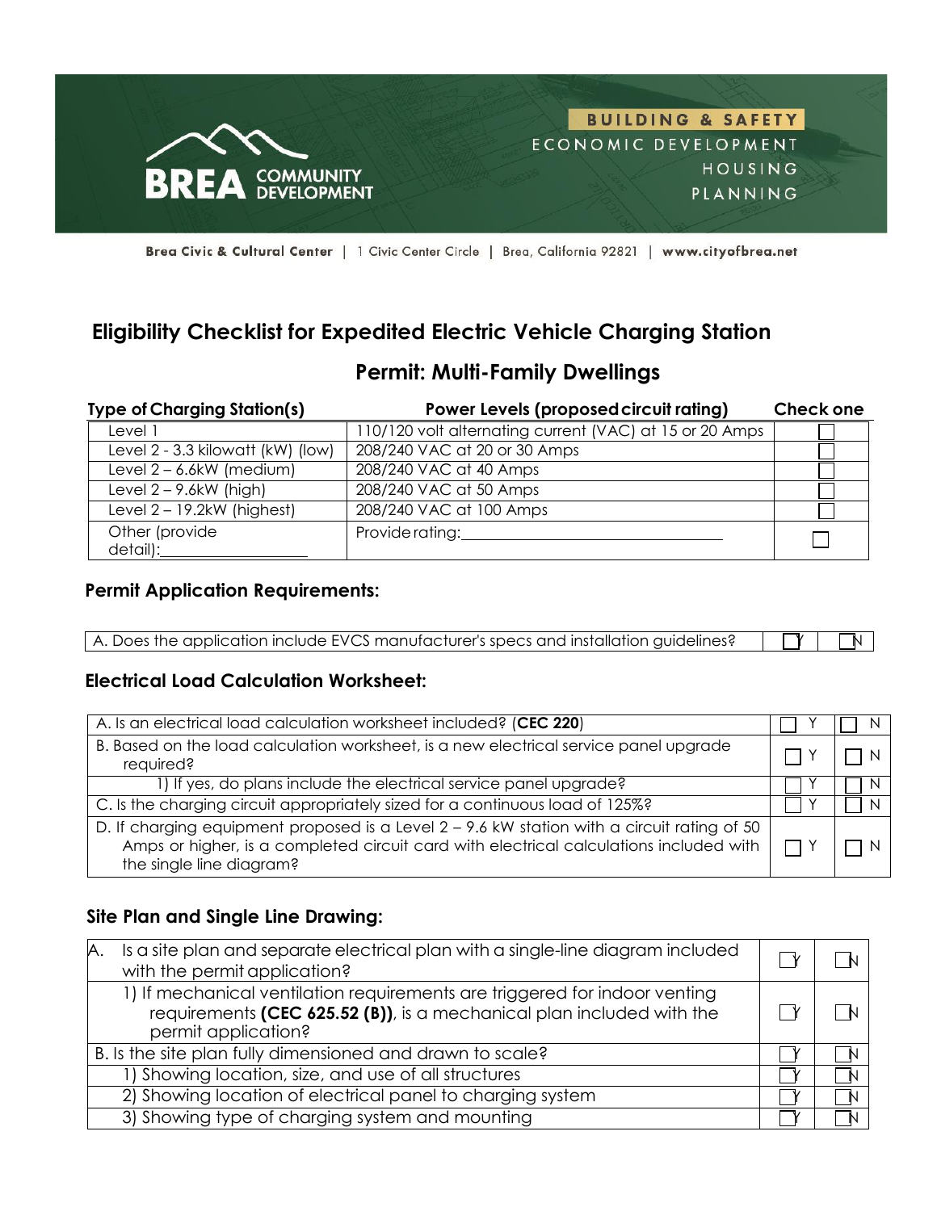BREA COMMUNITY DEVELOPMENT

BUILDING & SAFETY
ECONOMIC DEVELOPMENT
HOUSING
PLANNING

Brea Civic & Cultural Center | 1 Civic Center Circle | Brea, California 92821 | www.cityofbrea.net

# Eligibility Checklist for Expedited Electric Vehicle Charging Station

## Permit: Multi-Family Dwellings

| Type of Charging Station(s) | Power Levels (proposed circuit rating) | Check one |
|---|---|---|
| Level 1 | 110/120 volt alternating current (VAC) at 15 or 20 Amps | ☐ |
| Level 2 - 3.3 kilowatt (kW) (low) | 208/240 VAC at 20 or 30 Amps | ☐ |
| Level 2 – 6.6kW (medium) | 208/240 VAC at 40 Amps | ☐ |
| Level 2 – 9.6kW (high) | 208/240 VAC at 50 Amps | ☐ |
| Level 2 – 19.2kW (highest) | 208/240 VAC at 100 Amps | ☐ |
| Other (provide detail):\_\_\_\_\_\_\_\_\_\_\_\_\_\_\_\_\_\_ | Provide rating:\_\_\_\_\_\_\_\_\_\_\_\_\_\_\_\_\_\_\_\_\_\_\_\_\_\_\_\_\_\_ | ☐ |

### Permit Application Requirements:

| | | |
|---|---|---|
| A. Does the application include EVCS manufacturer's specs and installation guidelines? | ☐ Y | ☐ N |

### Electrical Load Calculation Worksheet:

| | | |
|---|---|---|
| A. Is an electrical load calculation worksheet included? (**CEC 220**) | ☐ Y | ☐ N |
| B. Based on the load calculation worksheet, is a new electrical service panel upgrade required? | ☐ Y | ☐ N |
| 1) If yes, do plans include the electrical service panel upgrade? | ☐ Y | ☐ N |
| C. Is the charging circuit appropriately sized for a continuous load of 125%? | ☐ Y | ☐ N |
| D. If charging equipment proposed is a Level 2 – 9.6 kW station with a circuit rating of 50 Amps or higher, is a completed circuit card with electrical calculations included with the single line diagram? | ☐ Y | ☐ N |

### Site Plan and Single Line Drawing:

| | | |
|---|---|---|
| A. Is a site plan and separate electrical plan with a single-line diagram included with the permit application? | ☐ Y | ☐ N |
| 1) If mechanical ventilation requirements are triggered for indoor venting requirements **(CEC 625.52 (B))**, is a mechanical plan included with the permit application? | ☐ Y | ☐ N |
| B. Is the site plan fully dimensioned and drawn to scale? | ☐ Y | ☐ N |
| 1) Showing location, size, and use of all structures | ☐ Y | ☐ N |
| 2) Showing location of electrical panel to charging system | ☐ Y | ☐ N |
| 3) Showing type of charging system and mounting | ☐ Y | ☐ N |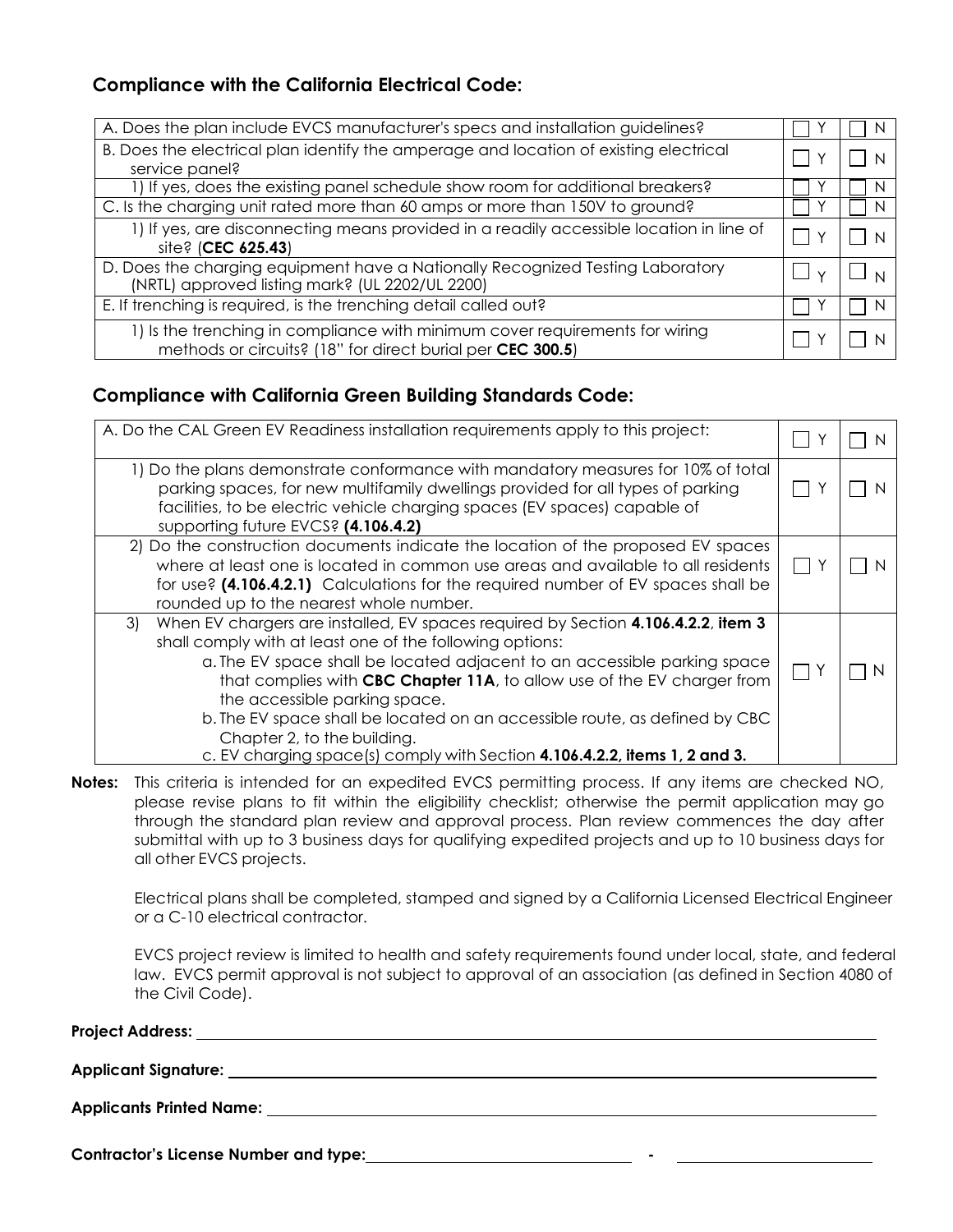## Compliance with the California Electrical Code:

| | | |
|---|---|---|
| A. Does the plan include EVCS manufacturer's specs and installation guidelines? | ☐ Y | ☐ N |
| B. Does the electrical plan identify the amperage and location of existing electrical service panel? | ☐ Y | ☐ N |
| 1) If yes, does the existing panel schedule show room for additional breakers? | ☐ Y | ☐ N |
| C. Is the charging unit rated more than 60 amps or more than 150V to ground? | ☐ Y | ☐ N |
| 1) If yes, are disconnecting means provided in a readily accessible location in line of site? (**CEC 625.43**) | ☐ Y | ☐ N |
| D. Does the charging equipment have a Nationally Recognized Testing Laboratory (NRTL) approved listing mark? (UL 2202/UL 2200) | ☐ Y | ☐ N |
| E. If trenching is required, is the trenching detail called out? | ☐ Y | ☐ N |
| 1) Is the trenching in compliance with minimum cover requirements for wiring methods or circuits? (18" for direct burial per **CEC 300.5**) | ☐ Y | ☐ N |

## Compliance with California Green Building Standards Code:

| | | |
|---|---|---|
| A. Do the CAL Green EV Readiness installation requirements apply to this project: | ☐ Y | ☐ N |
| 1) Do the plans demonstrate conformance with mandatory measures for 10% of total parking spaces, for new multifamily dwellings provided for all types of parking facilities, to be electric vehicle charging spaces (EV spaces) capable of supporting future EVCS? **(4.106.4.2)** | ☐ Y | ☐ N |
| 2) Do the construction documents indicate the location of the proposed EV spaces where at least one is located in common use areas and available to all residents for use? **(4.106.4.2.1)** Calculations for the required number of EV spaces shall be rounded up to the nearest whole number. | ☐ Y | ☐ N |
| 3) When EV chargers are installed, EV spaces required by Section **4.106.4.2.2**, **item 3** shall comply with at least one of the following options:<br>a. The EV space shall be located adjacent to an accessible parking space that complies with **CBC Chapter 11A**, to allow use of the EV charger from the accessible parking space.<br>b. The EV space shall be located on an accessible route, as defined by CBC Chapter 2, to the building.<br>c. EV charging space(s) comply with Section **4.106.4.2.2, items 1, 2 and 3.** | ☐ Y | ☐ N |

**Notes:** This criteria is intended for an expedited EVCS permitting process. If any items are checked NO, please revise plans to fit within the eligibility checklist; otherwise the permit application may go through the standard plan review and approval process. Plan review commences the day after submittal with up to 3 business days for qualifying expedited projects and up to 10 business days for all other EVCS projects.

Electrical plans shall be completed, stamped and signed by a California Licensed Electrical Engineer or a C-10 electrical contractor.

EVCS project review is limited to health and safety requirements found under local, state, and federal law. EVCS permit approval is not subject to approval of an association (as defined in Section 4080 of the Civil Code).

**Project Address:** ______________________________

**Applicant Signature:** ______________________________

**Applicants Printed Name:** ______________________________

**Contractor's License Number and type:** ____________________ - ____________________